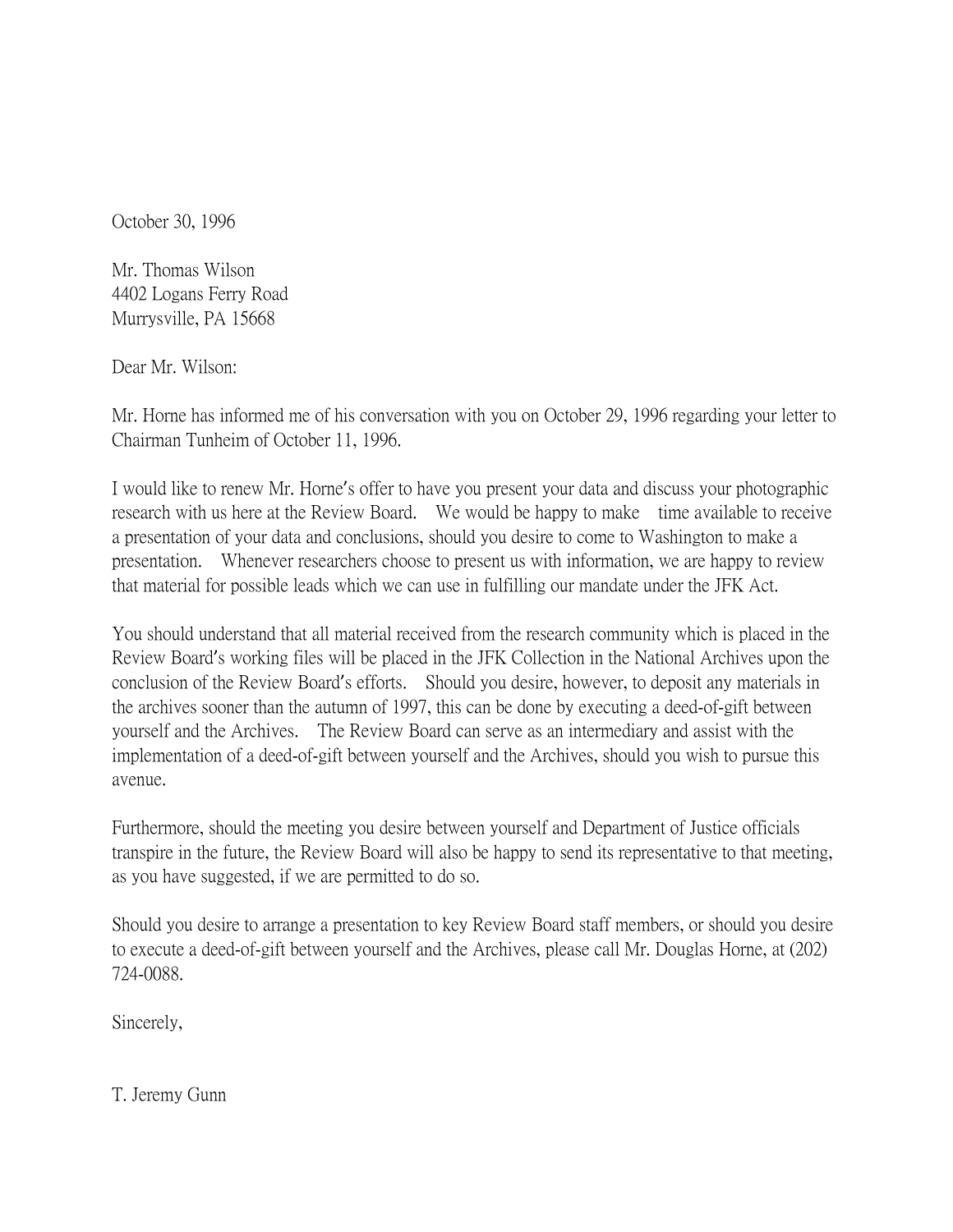October 30, 1996

Mr. Thomas Wilson
4402 Logans Ferry Road
Murrysville, PA 15668

Dear Mr. Wilson:

Mr. Horne has informed me of his conversation with you on October 29, 1996 regarding your letter to Chairman Tunheim of October 11, 1996.

I would like to renew Mr. Horne's offer to have you present your data and discuss your photographic research with us here at the Review Board. We would be happy to make time available to receive a presentation of your data and conclusions, should you desire to come to Washington to make a presentation. Whenever researchers choose to present us with information, we are happy to review that material for possible leads which we can use in fulfilling our mandate under the JFK Act.

You should understand that all material received from the research community which is placed in the Review Board's working files will be placed in the JFK Collection in the National Archives upon the conclusion of the Review Board's efforts. Should you desire, however, to deposit any materials in the archives sooner than the autumn of 1997, this can be done by executing a deed-of-gift between yourself and the Archives. The Review Board can serve as an intermediary and assist with the implementation of a deed-of-gift between yourself and the Archives, should you wish to pursue this avenue.

Furthermore, should the meeting you desire between yourself and Department of Justice officials transpire in the future, the Review Board will also be happy to send its representative to that meeting, as you have suggested, if we are permitted to do so.

Should you desire to arrange a presentation to key Review Board staff members, or should you desire to execute a deed-of-gift between yourself and the Archives, please call Mr. Douglas Horne, at (202) 724-0088.

Sincerely,

T. Jeremy Gunn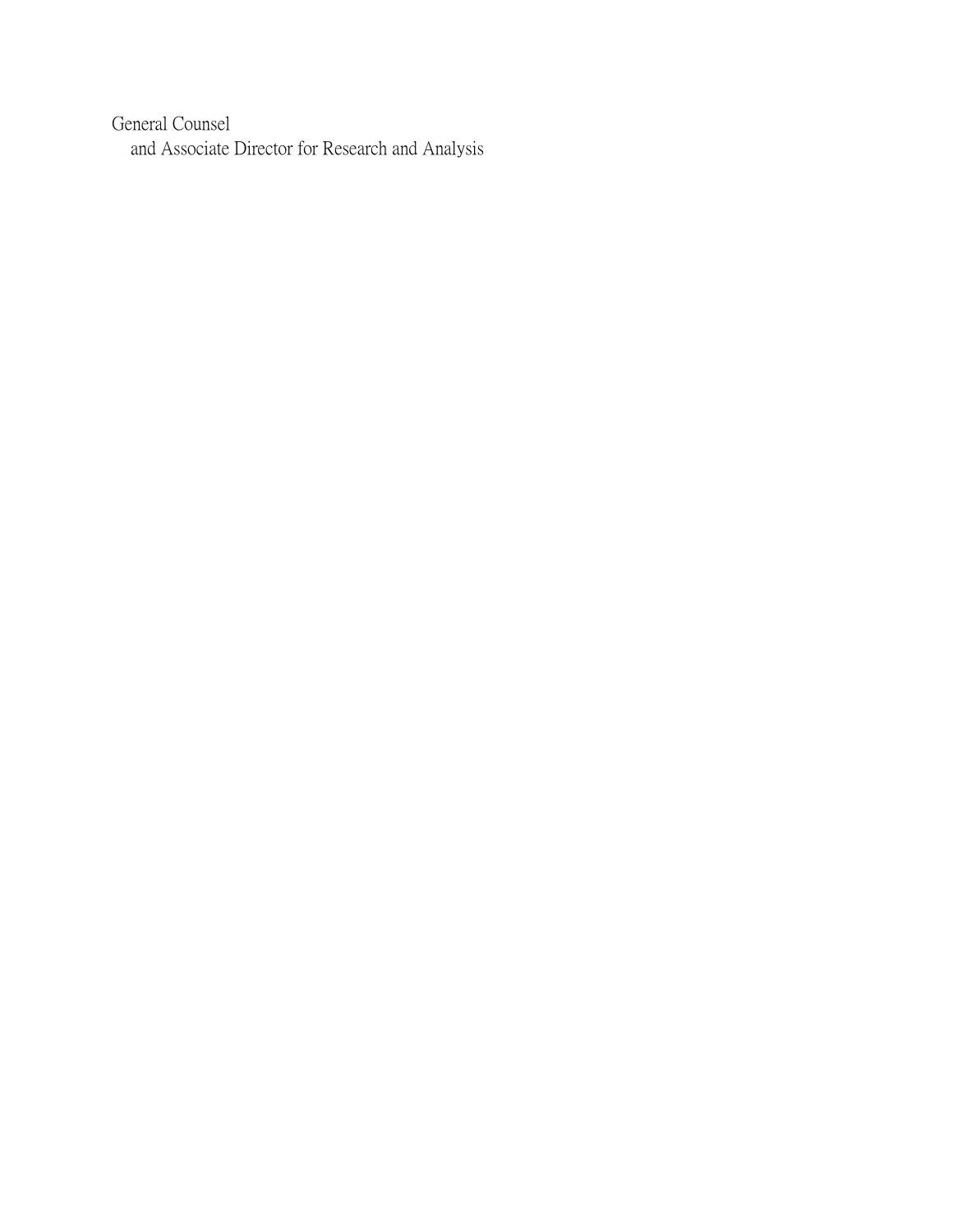General Counsel
and Associate Director for Research and Analysis